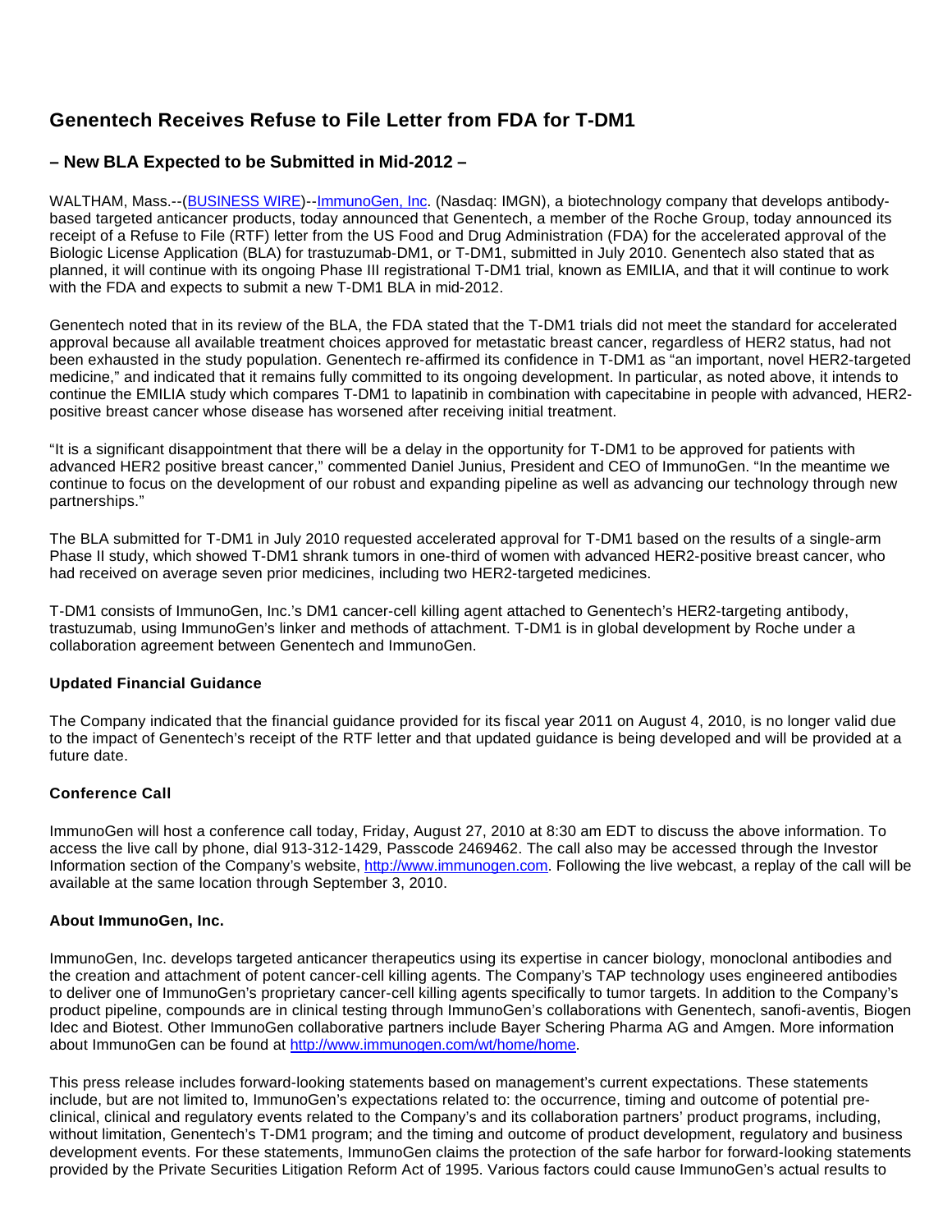# Genentech Receives Refuse to File Letter from FDA for T-DM1

## – New BLA Expected to be Submitted in Mid-2012 –

WALTHAM, Mass.--(BUSINESS WIRE)--ImmunoGen, Inc. (Nasdaq: IMGN), a biotechnology company that develops antibody-based targeted anticancer products, today announced that Genentech, a member of the Roche Group, today announced its receipt of a Refuse to File (RTF) letter from the US Food and Drug Administration (FDA) for the accelerated approval of the Biologic License Application (BLA) for trastuzumab-DM1, or T-DM1, submitted in July 2010. Genentech also stated that as planned, it will continue with its ongoing Phase III registrational T-DM1 trial, known as EMILIA, and that it will continue to work with the FDA and expects to submit a new T-DM1 BLA in mid-2012.

Genentech noted that in its review of the BLA, the FDA stated that the T-DM1 trials did not meet the standard for accelerated approval because all available treatment choices approved for metastatic breast cancer, regardless of HER2 status, had not been exhausted in the study population. Genentech re-affirmed its confidence in T-DM1 as "an important, novel HER2-targeted medicine," and indicated that it remains fully committed to its ongoing development. In particular, as noted above, it intends to continue the EMILIA study which compares T-DM1 to lapatinib in combination with capecitabine in people with advanced, HER2-positive breast cancer whose disease has worsened after receiving initial treatment.

"It is a significant disappointment that there will be a delay in the opportunity for T-DM1 to be approved for patients with advanced HER2 positive breast cancer," commented Daniel Junius, President and CEO of ImmunoGen. "In the meantime we continue to focus on the development of our robust and expanding pipeline as well as advancing our technology through new partnerships."

The BLA submitted for T-DM1 in July 2010 requested accelerated approval for T-DM1 based on the results of a single-arm Phase II study, which showed T-DM1 shrank tumors in one-third of women with advanced HER2-positive breast cancer, who had received on average seven prior medicines, including two HER2-targeted medicines.

T-DM1 consists of ImmunoGen, Inc.'s DM1 cancer-cell killing agent attached to Genentech's HER2-targeting antibody, trastuzumab, using ImmunoGen's linker and methods of attachment. T-DM1 is in global development by Roche under a collaboration agreement between Genentech and ImmunoGen.

### Updated Financial Guidance

The Company indicated that the financial guidance provided for its fiscal year 2011 on August 4, 2010, is no longer valid due to the impact of Genentech's receipt of the RTF letter and that updated guidance is being developed and will be provided at a future date.

### Conference Call

ImmunoGen will host a conference call today, Friday, August 27, 2010 at 8:30 am EDT to discuss the above information. To access the live call by phone, dial 913-312-1429, Passcode 2469462. The call also may be accessed through the Investor Information section of the Company's website, http://www.immunogen.com. Following the live webcast, a replay of the call will be available at the same location through September 3, 2010.

### About ImmunoGen, Inc.

ImmunoGen, Inc. develops targeted anticancer therapeutics using its expertise in cancer biology, monoclonal antibodies and the creation and attachment of potent cancer-cell killing agents. The Company's TAP technology uses engineered antibodies to deliver one of ImmunoGen's proprietary cancer-cell killing agents specifically to tumor targets. In addition to the Company's product pipeline, compounds are in clinical testing through ImmunoGen's collaborations with Genentech, sanofi-aventis, Biogen Idec and Biotest. Other ImmunoGen collaborative partners include Bayer Schering Pharma AG and Amgen. More information about ImmunoGen can be found at http://www.immunogen.com/wt/home/home.

This press release includes forward-looking statements based on management's current expectations. These statements include, but are not limited to, ImmunoGen's expectations related to: the occurrence, timing and outcome of potential pre-clinical, clinical and regulatory events related to the Company's and its collaboration partners' product programs, including, without limitation, Genentech's T-DM1 program; and the timing and outcome of product development, regulatory and business development events. For these statements, ImmunoGen claims the protection of the safe harbor for forward-looking statements provided by the Private Securities Litigation Reform Act of 1995. Various factors could cause ImmunoGen's actual results to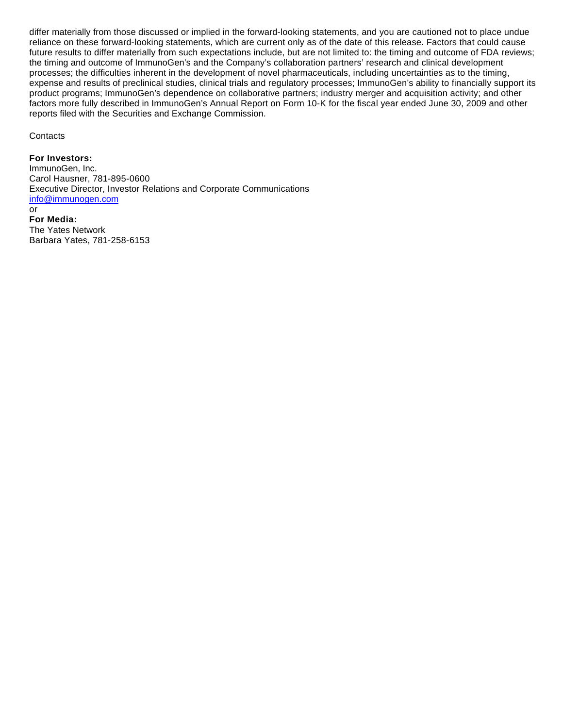differ materially from those discussed or implied in the forward-looking statements, and you are cautioned not to place undue reliance on these forward-looking statements, which are current only as of the date of this release. Factors that could cause future results to differ materially from such expectations include, but are not limited to: the timing and outcome of FDA reviews; the timing and outcome of ImmunoGen's and the Company's collaboration partners' research and clinical development processes; the difficulties inherent in the development of novel pharmaceuticals, including uncertainties as to the timing, expense and results of preclinical studies, clinical trials and regulatory processes; ImmunoGen's ability to financially support its product programs; ImmunoGen's dependence on collaborative partners; industry merger and acquisition activity; and other factors more fully described in ImmunoGen's Annual Report on Form 10-K for the fiscal year ended June 30, 2009 and other reports filed with the Securities and Exchange Commission.

Contacts

**For Investors:**
ImmunoGen, Inc.
Carol Hausner, 781-895-0600
Executive Director, Investor Relations and Corporate Communications
info@immunogen.com
or
**For Media:**
The Yates Network
Barbara Yates, 781-258-6153